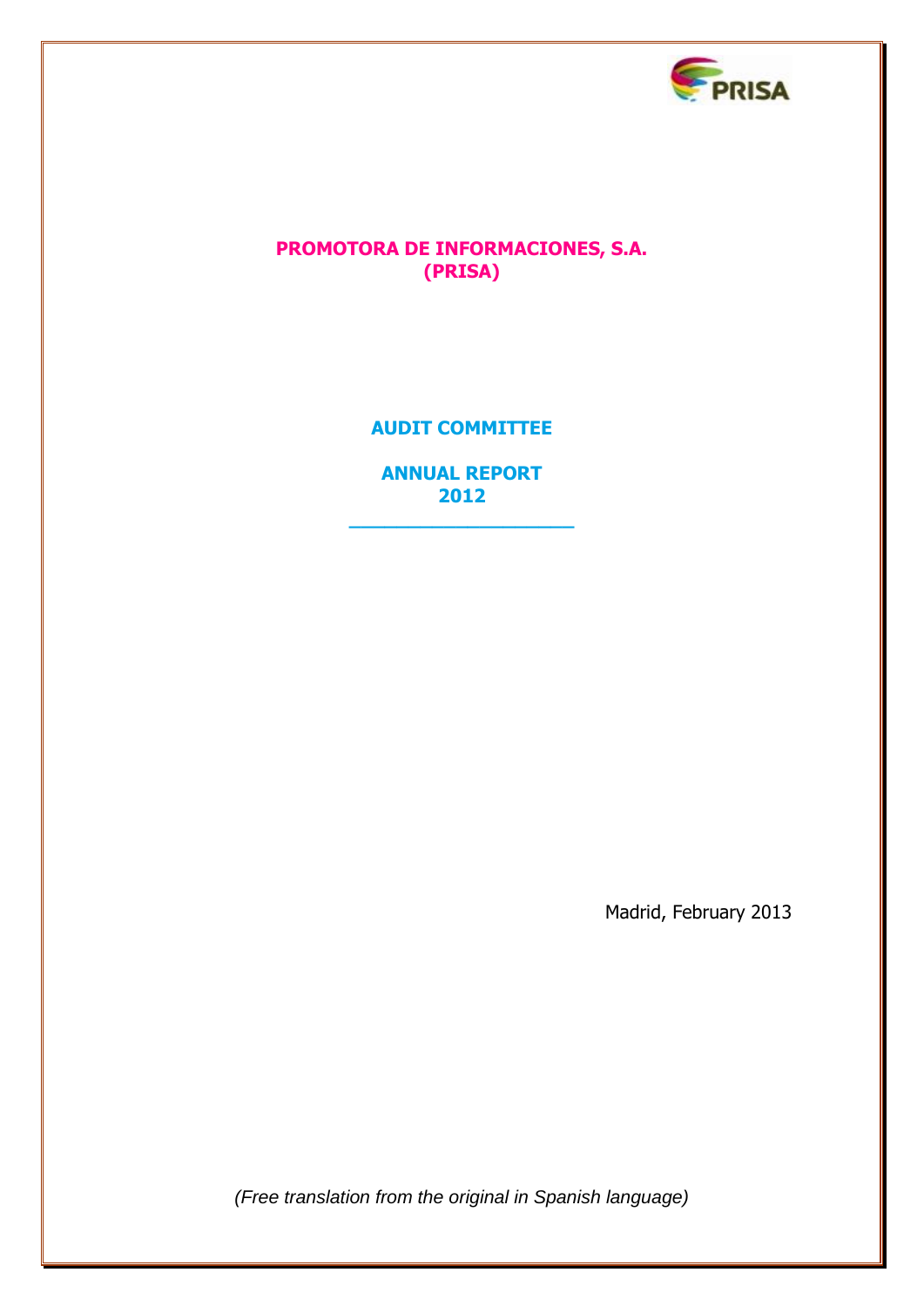PRISA

# PROMOTORA DE INFORMACIONES, S.A. (PRISA)

## AUDIT COMMITTEE

## ANNUAL REPORT 2012

Madrid, February 2013

*(Free translation from the original in Spanish language)*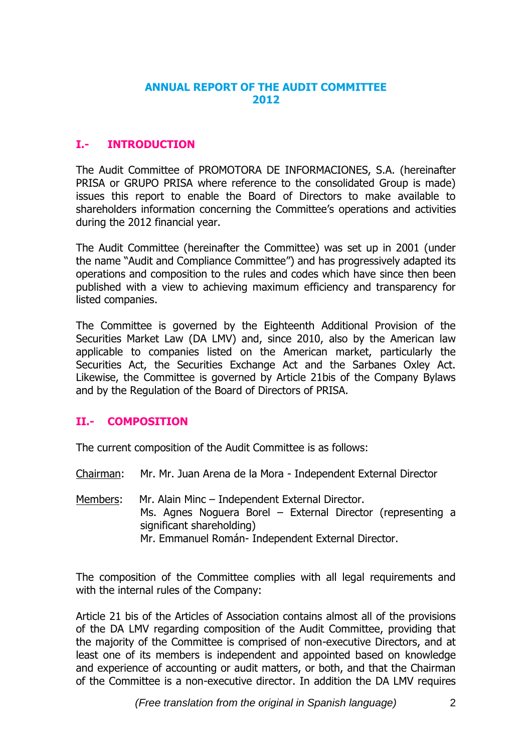# ANNUAL REPORT OF THE AUDIT COMMITTEE 2012

## I.- INTRODUCTION

The Audit Committee of PROMOTORA DE INFORMACIONES, S.A. (hereinafter PRISA or GRUPO PRISA where reference to the consolidated Group is made) issues this report to enable the Board of Directors to make available to shareholders information concerning the Committee's operations and activities during the 2012 financial year.

The Audit Committee (hereinafter the Committee) was set up in 2001 (under the name "Audit and Compliance Committee") and has progressively adapted its operations and composition to the rules and codes which have since then been published with a view to achieving maximum efficiency and transparency for listed companies.

The Committee is governed by the Eighteenth Additional Provision of the Securities Market Law (DA LMV) and, since 2010, also by the American law applicable to companies listed on the American market, particularly the Securities Act, the Securities Exchange Act and the Sarbanes Oxley Act. Likewise, the Committee is governed by Article 21bis of the Company Bylaws and by the Regulation of the Board of Directors of PRISA.

## II.- COMPOSITION

The current composition of the Audit Committee is as follows:

Chairman: Mr. Mr. Juan Arena de la Mora - Independent External Director

Members: Mr. Alain Minc – Independent External Director.
Ms. Agnes Noguera Borel – External Director (representing a significant shareholding)
Mr. Emmanuel Román- Independent External Director.

The composition of the Committee complies with all legal requirements and with the internal rules of the Company:

Article 21 bis of the Articles of Association contains almost all of the provisions of the DA LMV regarding composition of the Audit Committee, providing that the majority of the Committee is comprised of non-executive Directors, and at least one of its members is independent and appointed based on knowledge and experience of accounting or audit matters, or both, and that the Chairman of the Committee is a non-executive director. In addition the DA LMV requires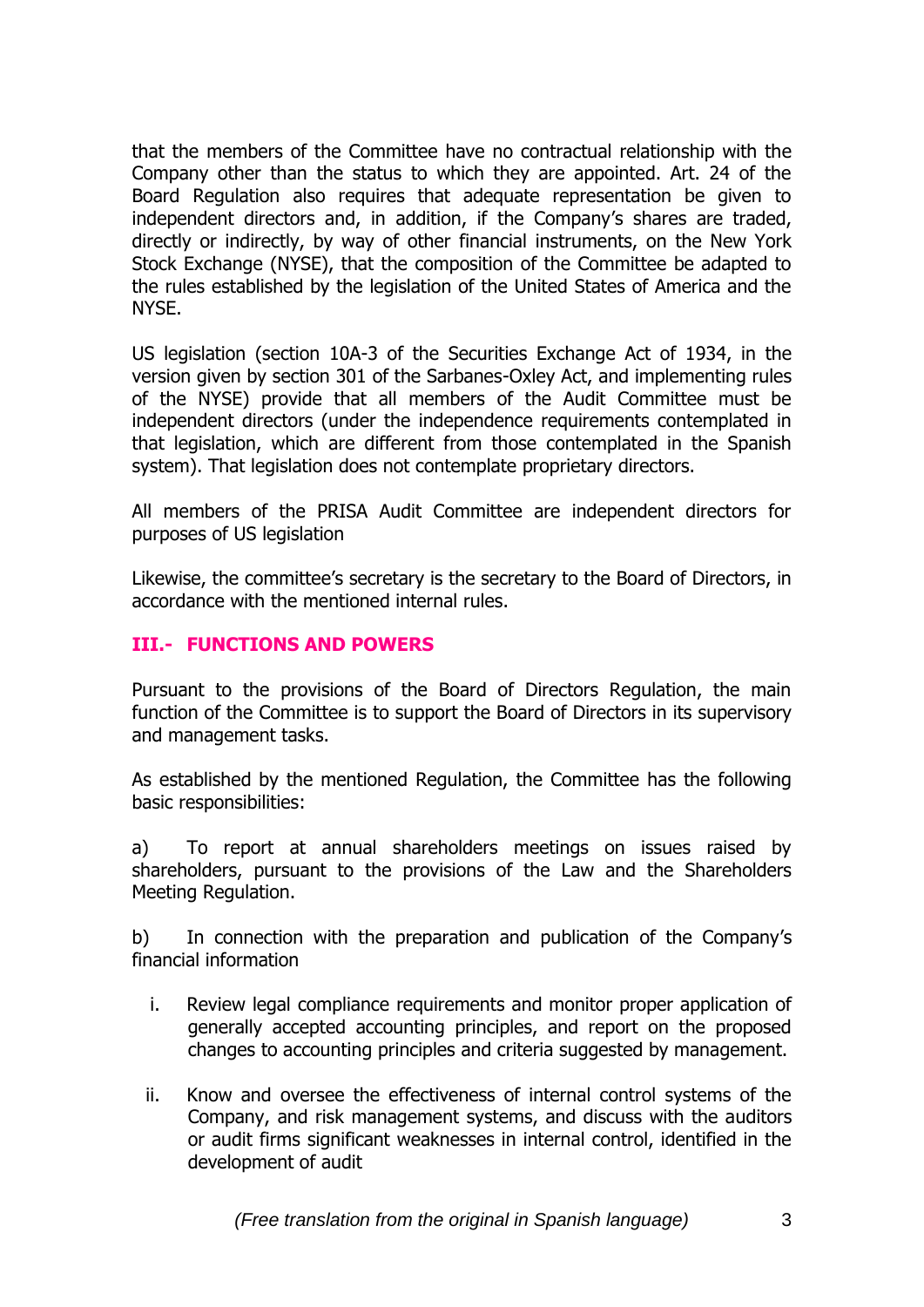that the members of the Committee have no contractual relationship with the Company other than the status to which they are appointed. Art. 24 of the Board Regulation also requires that adequate representation be given to independent directors and, in addition, if the Company's shares are traded, directly or indirectly, by way of other financial instruments, on the New York Stock Exchange (NYSE), that the composition of the Committee be adapted to the rules established by the legislation of the United States of America and the NYSE.

US legislation (section 10A-3 of the Securities Exchange Act of 1934, in the version given by section 301 of the Sarbanes-Oxley Act, and implementing rules of the NYSE) provide that all members of the Audit Committee must be independent directors (under the independence requirements contemplated in that legislation, which are different from those contemplated in the Spanish system). That legislation does not contemplate proprietary directors.

All members of the PRISA Audit Committee are independent directors for purposes of US legislation

Likewise, the committee's secretary is the secretary to the Board of Directors, in accordance with the mentioned internal rules.

## III.- FUNCTIONS AND POWERS

Pursuant to the provisions of the Board of Directors Regulation, the main function of the Committee is to support the Board of Directors in its supervisory and management tasks.

As established by the mentioned Regulation, the Committee has the following basic responsibilities:

a) To report at annual shareholders meetings on issues raised by shareholders, pursuant to the provisions of the Law and the Shareholders Meeting Regulation.

b) In connection with the preparation and publication of the Company's financial information

i. Review legal compliance requirements and monitor proper application of generally accepted accounting principles, and report on the proposed changes to accounting principles and criteria suggested by management.

ii. Know and oversee the effectiveness of internal control systems of the Company, and risk management systems, and discuss with the auditors or audit firms significant weaknesses in internal control, identified in the development of audit

*(Free translation from the original in Spanish language)*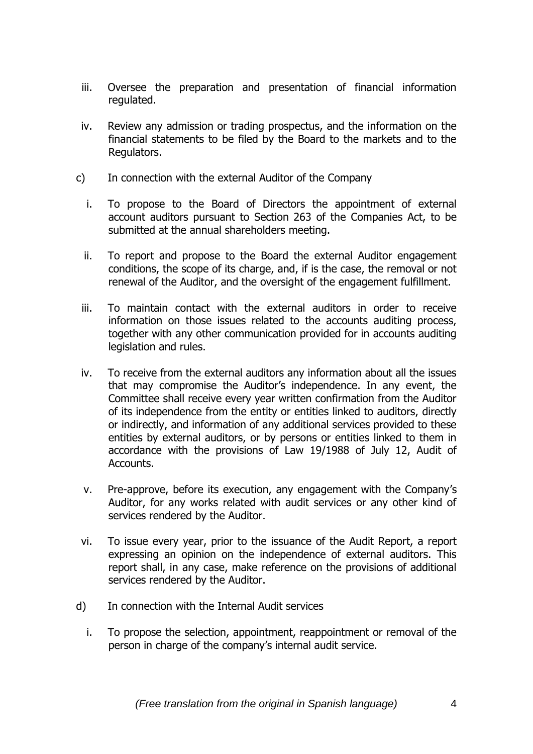iii. Oversee the preparation and presentation of financial information regulated.

iv. Review any admission or trading prospectus, and the information on the financial statements to be filed by the Board to the markets and to the Regulators.

c) In connection with the external Auditor of the Company

i. To propose to the Board of Directors the appointment of external account auditors pursuant to Section 263 of the Companies Act, to be submitted at the annual shareholders meeting.

ii. To report and propose to the Board the external Auditor engagement conditions, the scope of its charge, and, if is the case, the removal or not renewal of the Auditor, and the oversight of the engagement fulfillment.

iii. To maintain contact with the external auditors in order to receive information on those issues related to the accounts auditing process, together with any other communication provided for in accounts auditing legislation and rules.

iv. To receive from the external auditors any information about all the issues that may compromise the Auditor's independence. In any event, the Committee shall receive every year written confirmation from the Auditor of its independence from the entity or entities linked to auditors, directly or indirectly, and information of any additional services provided to these entities by external auditors, or by persons or entities linked to them in accordance with the provisions of Law 19/1988 of July 12, Audit of Accounts.

v. Pre-approve, before its execution, any engagement with the Company's Auditor, for any works related with audit services or any other kind of services rendered by the Auditor.

vi. To issue every year, prior to the issuance of the Audit Report, a report expressing an opinion on the independence of external auditors. This report shall, in any case, make reference on the provisions of additional services rendered by the Auditor.

d) In connection with the Internal Audit services

i. To propose the selection, appointment, reappointment or removal of the person in charge of the company's internal audit service.

*(Free translation from the original in Spanish language)*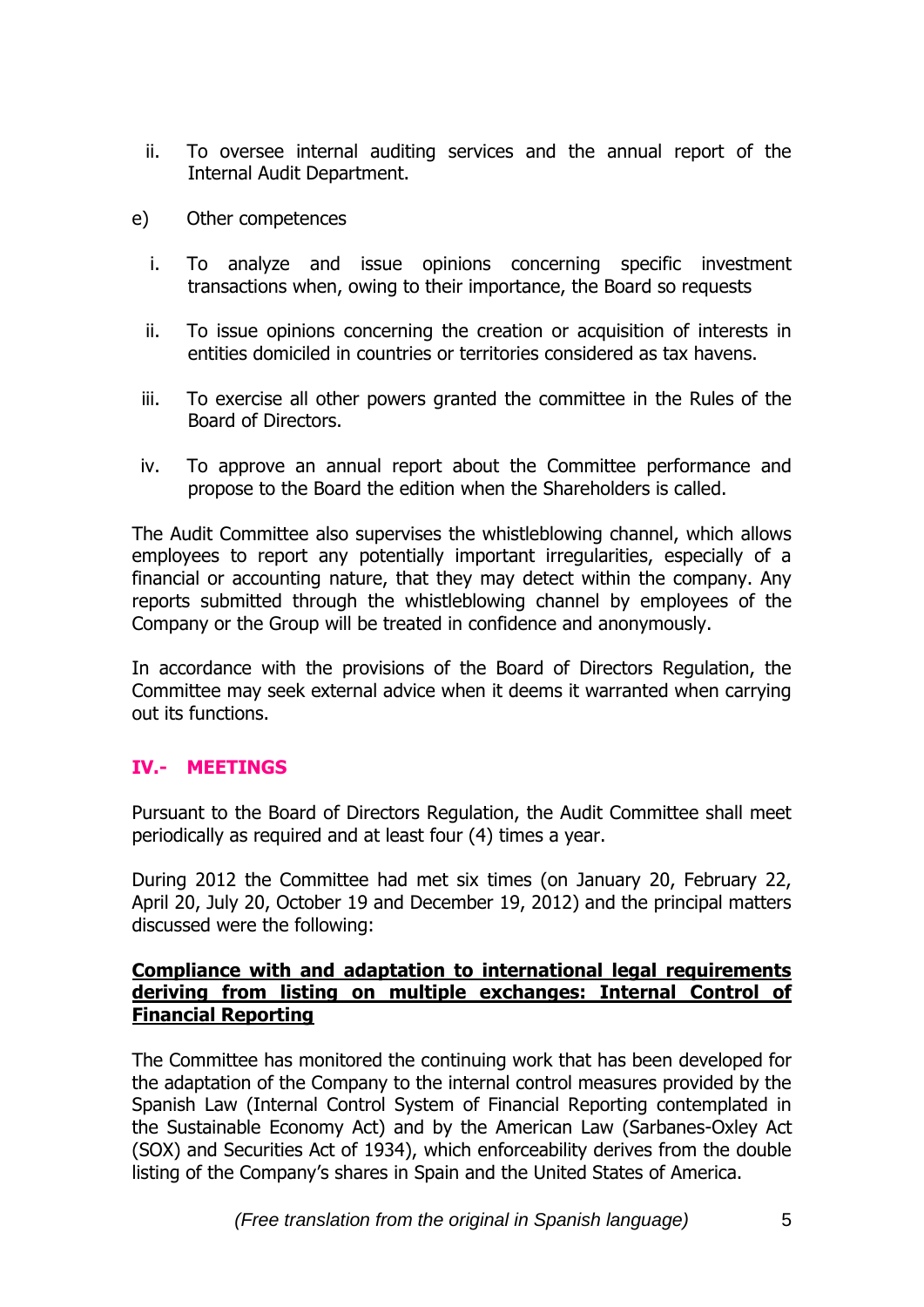ii. To oversee internal auditing services and the annual report of the Internal Audit Department.

e) Other competences

i. To analyze and issue opinions concerning specific investment transactions when, owing to their importance, the Board so requests

ii. To issue opinions concerning the creation or acquisition of interests in entities domiciled in countries or territories considered as tax havens.

iii. To exercise all other powers granted the committee in the Rules of the Board of Directors.

iv. To approve an annual report about the Committee performance and propose to the Board the edition when the Shareholders is called.

The Audit Committee also supervises the whistleblowing channel, which allows employees to report any potentially important irregularities, especially of a financial or accounting nature, that they may detect within the company. Any reports submitted through the whistleblowing channel by employees of the Company or the Group will be treated in confidence and anonymously.

In accordance with the provisions of the Board of Directors Regulation, the Committee may seek external advice when it deems it warranted when carrying out its functions.

## IV.- MEETINGS

Pursuant to the Board of Directors Regulation, the Audit Committee shall meet periodically as required and at least four (4) times a year.

During 2012 the Committee had met six times (on January 20, February 22, April 20, July 20, October 19 and December 19, 2012) and the principal matters discussed were the following:

**Compliance with and adaptation to international legal requirements deriving from listing on multiple exchanges: Internal Control of Financial Reporting**

The Committee has monitored the continuing work that has been developed for the adaptation of the Company to the internal control measures provided by the Spanish Law (Internal Control System of Financial Reporting contemplated in the Sustainable Economy Act) and by the American Law (Sarbanes-Oxley Act (SOX) and Securities Act of 1934), which enforceability derives from the double listing of the Company's shares in Spain and the United States of America.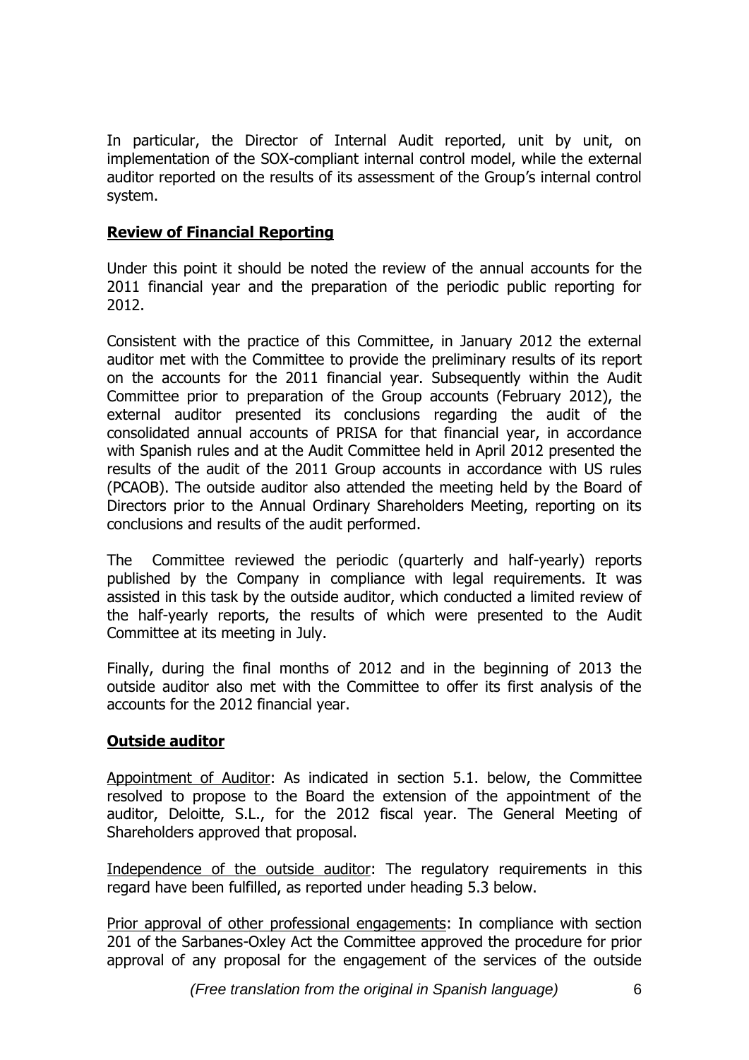In particular, the Director of Internal Audit reported, unit by unit, on implementation of the SOX-compliant internal control model, while the external auditor reported on the results of its assessment of the Group's internal control system.

## Review of Financial Reporting

Under this point it should be noted the review of the annual accounts for the 2011 financial year and the preparation of the periodic public reporting for 2012.

Consistent with the practice of this Committee, in January 2012 the external auditor met with the Committee to provide the preliminary results of its report on the accounts for the 2011 financial year. Subsequently within the Audit Committee prior to preparation of the Group accounts (February 2012), the external auditor presented its conclusions regarding the audit of the consolidated annual accounts of PRISA for that financial year, in accordance with Spanish rules and at the Audit Committee held in April 2012 presented the results of the audit of the 2011 Group accounts in accordance with US rules (PCAOB). The outside auditor also attended the meeting held by the Board of Directors prior to the Annual Ordinary Shareholders Meeting, reporting on its conclusions and results of the audit performed.

The Committee reviewed the periodic (quarterly and half-yearly) reports published by the Company in compliance with legal requirements. It was assisted in this task by the outside auditor, which conducted a limited review of the half-yearly reports, the results of which were presented to the Audit Committee at its meeting in July.

Finally, during the final months of 2012 and in the beginning of 2013 the outside auditor also met with the Committee to offer its first analysis of the accounts for the 2012 financial year.

## Outside auditor

Appointment of Auditor: As indicated in section 5.1. below, the Committee resolved to propose to the Board the extension of the appointment of the auditor, Deloitte, S.L., for the 2012 fiscal year. The General Meeting of Shareholders approved that proposal.

Independence of the outside auditor: The regulatory requirements in this regard have been fulfilled, as reported under heading 5.3 below.

Prior approval of other professional engagements: In compliance with section 201 of the Sarbanes-Oxley Act the Committee approved the procedure for prior approval of any proposal for the engagement of the services of the outside

*(Free translation from the original in Spanish language)*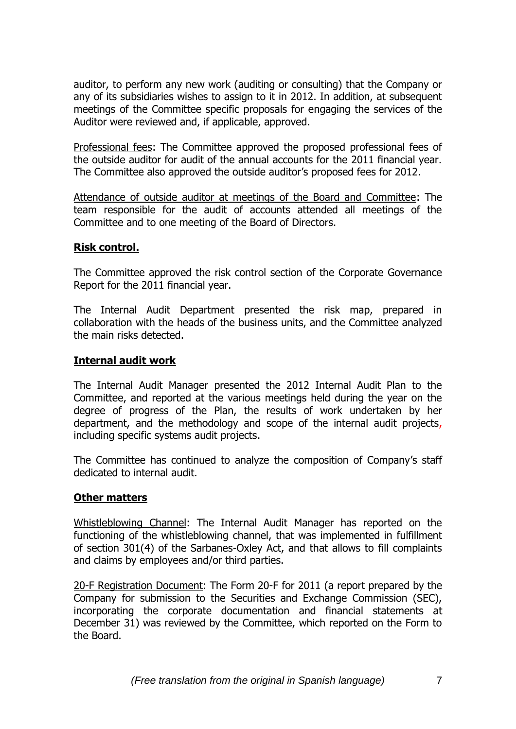auditor, to perform any new work (auditing or consulting) that the Company or any of its subsidiaries wishes to assign to it in 2012. In addition, at subsequent meetings of the Committee specific proposals for engaging the services of the Auditor were reviewed and, if applicable, approved.

<u>Professional fees</u>: The Committee approved the proposed professional fees of the outside auditor for audit of the annual accounts for the 2011 financial year. The Committee also approved the outside auditor's proposed fees for 2012.

<u>Attendance of outside auditor at meetings of the Board and Committee</u>: The team responsible for the audit of accounts attended all meetings of the Committee and to one meeting of the Board of Directors.

**<u>Risk control.</u>**

The Committee approved the risk control section of the Corporate Governance Report for the 2011 financial year.

The Internal Audit Department presented the risk map, prepared in collaboration with the heads of the business units, and the Committee analyzed the main risks detected.

**<u>Internal audit work</u>**

The Internal Audit Manager presented the 2012 Internal Audit Plan to the Committee, and reported at the various meetings held during the year on the degree of progress of the Plan, the results of work undertaken by her department, and the methodology and scope of the internal audit projects, including specific systems audit projects.

The Committee has continued to analyze the composition of Company's staff dedicated to internal audit.

**<u>Other matters</u>**

<u>Whistleblowing Channel</u>: The Internal Audit Manager has reported on the functioning of the whistleblowing channel, that was implemented in fulfillment of section 301(4) of the Sarbanes-Oxley Act, and that allows to fill complaints and claims by employees and/or third parties.

<u>20-F Registration Document</u>: The Form 20-F for 2011 (a report prepared by the Company for submission to the Securities and Exchange Commission (SEC), incorporating the corporate documentation and financial statements at December 31) was reviewed by the Committee, which reported on the Form to the Board.

*(Free translation from the original in Spanish language)*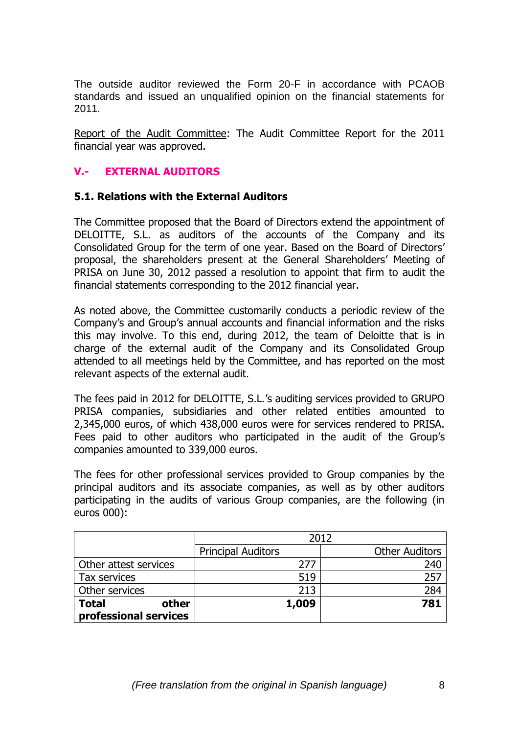The outside auditor reviewed the Form 20-F in accordance with PCAOB standards and issued an unqualified opinion on the financial statements for 2011.

Report of the Audit Committee: The Audit Committee Report for the 2011 financial year was approved.

## V.- EXTERNAL AUDITORS

### 5.1. Relations with the External Auditors

The Committee proposed that the Board of Directors extend the appointment of DELOITTE, S.L. as auditors of the accounts of the Company and its Consolidated Group for the term of one year. Based on the Board of Directors' proposal, the shareholders present at the General Shareholders' Meeting of PRISA on June 30, 2012 passed a resolution to appoint that firm to audit the financial statements corresponding to the 2012 financial year.

As noted above, the Committee customarily conducts a periodic review of the Company's and Group's annual accounts and financial information and the risks this may involve. To this end, during 2012, the team of Deloitte that is in charge of the external audit of the Company and its Consolidated Group attended to all meetings held by the Committee, and has reported on the most relevant aspects of the external audit.

The fees paid in 2012 for DELOITTE, S.L.'s auditing services provided to GRUPO PRISA companies, subsidiaries and other related entities amounted to 2,345,000 euros, of which 438,000 euros were for services rendered to PRISA. Fees paid to other auditors who participated in the audit of the Group's companies amounted to 339,000 euros.

The fees for other professional services provided to Group companies by the principal auditors and its associate companies, as well as by other auditors participating in the audits of various Group companies, are the following (in euros 000):

| | 2012 | |
|---|---|---|
| | Principal Auditors | Other Auditors |
| Other attest services | 277 | 240 |
| Tax services | 519 | 257 |
| Other services | 213 | 284 |
| **Total other professional services** | **1,009** | **781** |

*(Free translation from the original in Spanish language)*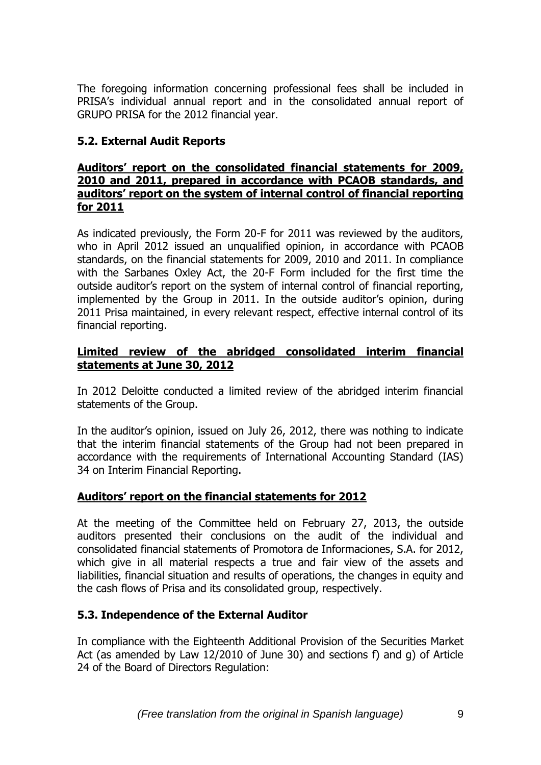The foregoing information concerning professional fees shall be included in PRISA's individual annual report and in the consolidated annual report of GRUPO PRISA for the 2012 financial year.

### 5.2. External Audit Reports

**Auditors' report on the consolidated financial statements for 2009, 2010 and 2011, prepared in accordance with PCAOB standards, and auditors' report on the system of internal control of financial reporting for 2011**

As indicated previously, the Form 20-F for 2011 was reviewed by the auditors, who in April 2012 issued an unqualified opinion, in accordance with PCAOB standards, on the financial statements for 2009, 2010 and 2011. In compliance with the Sarbanes Oxley Act, the 20-F Form included for the first time the outside auditor's report on the system of internal control of financial reporting, implemented by the Group in 2011. In the outside auditor's opinion, during 2011 Prisa maintained, in every relevant respect, effective internal control of its financial reporting.

**Limited review of the abridged consolidated interim financial statements at June 30, 2012**

In 2012 Deloitte conducted a limited review of the abridged interim financial statements of the Group.

In the auditor's opinion, issued on July 26, 2012, there was nothing to indicate that the interim financial statements of the Group had not been prepared in accordance with the requirements of International Accounting Standard (IAS) 34 on Interim Financial Reporting.

**Auditors' report on the financial statements for 2012**

At the meeting of the Committee held on February 27, 2013, the outside auditors presented their conclusions on the audit of the individual and consolidated financial statements of Promotora de Informaciones, S.A. for 2012, which give in all material respects a true and fair view of the assets and liabilities, financial situation and results of operations, the changes in equity and the cash flows of Prisa and its consolidated group, respectively.

### 5.3. Independence of the External Auditor

In compliance with the Eighteenth Additional Provision of the Securities Market Act (as amended by Law 12/2010 of June 30) and sections f) and g) of Article 24 of the Board of Directors Regulation:

*(Free translation from the original in Spanish language)*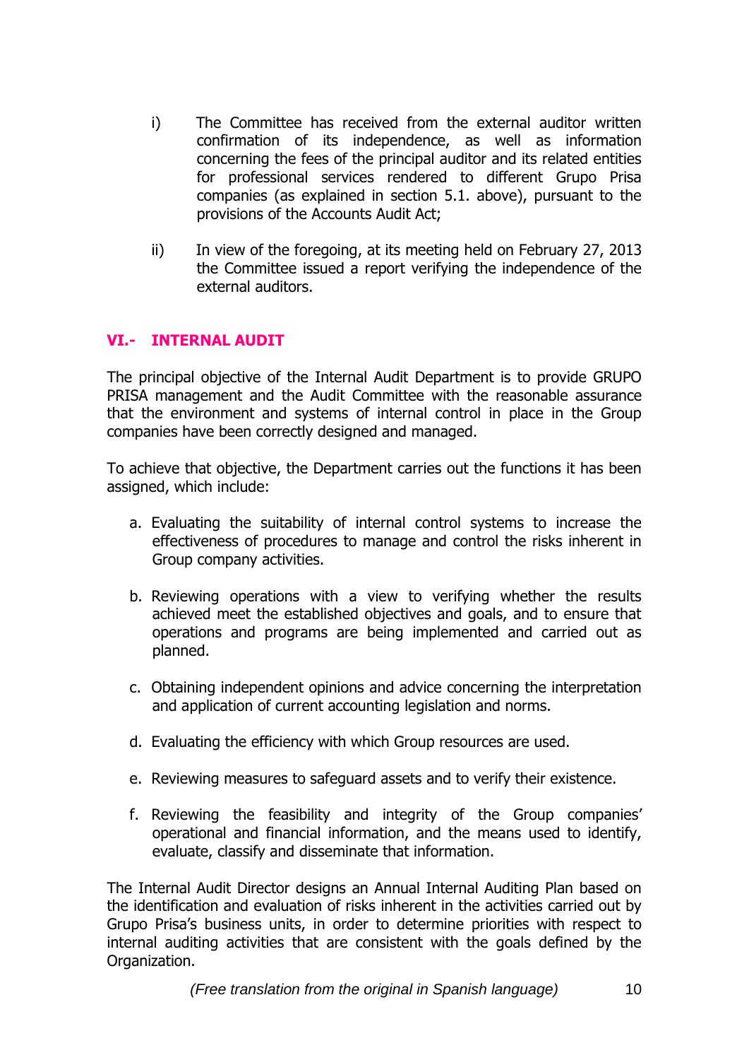i) The Committee has received from the external auditor written confirmation of its independence, as well as information concerning the fees of the principal auditor and its related entities for professional services rendered to different Grupo Prisa companies (as explained in section 5.1. above), pursuant to the provisions of the Accounts Audit Act;

ii) In view of the foregoing, at its meeting held on February 27, 2013 the Committee issued a report verifying the independence of the external auditors.

## VI.- INTERNAL AUDIT

The principal objective of the Internal Audit Department is to provide GRUPO PRISA management and the Audit Committee with the reasonable assurance that the environment and systems of internal control in place in the Group companies have been correctly designed and managed.

To achieve that objective, the Department carries out the functions it has been assigned, which include:

a. Evaluating the suitability of internal control systems to increase the effectiveness of procedures to manage and control the risks inherent in Group company activities.

b. Reviewing operations with a view to verifying whether the results achieved meet the established objectives and goals, and to ensure that operations and programs are being implemented and carried out as planned.

c. Obtaining independent opinions and advice concerning the interpretation and application of current accounting legislation and norms.

d. Evaluating the efficiency with which Group resources are used.

e. Reviewing measures to safeguard assets and to verify their existence.

f. Reviewing the feasibility and integrity of the Group companies' operational and financial information, and the means used to identify, evaluate, classify and disseminate that information.

The Internal Audit Director designs an Annual Internal Auditing Plan based on the identification and evaluation of risks inherent in the activities carried out by Grupo Prisa's business units, in order to determine priorities with respect to internal auditing activities that are consistent with the goals defined by the Organization.

*(Free translation from the original in Spanish language)*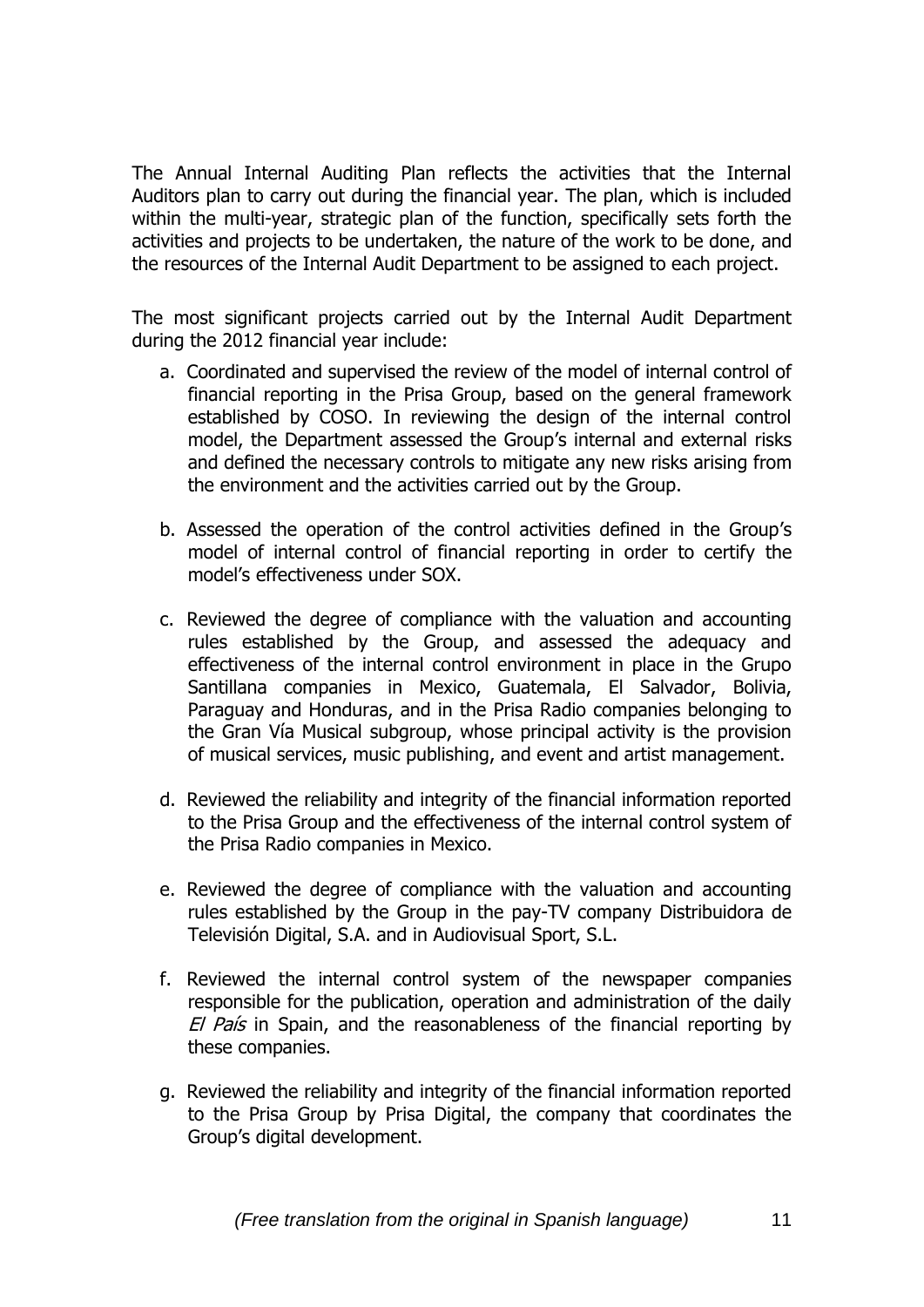The Annual Internal Auditing Plan reflects the activities that the Internal Auditors plan to carry out during the financial year. The plan, which is included within the multi-year, strategic plan of the function, specifically sets forth the activities and projects to be undertaken, the nature of the work to be done, and the resources of the Internal Audit Department to be assigned to each project.

The most significant projects carried out by the Internal Audit Department during the 2012 financial year include:

a. Coordinated and supervised the review of the model of internal control of financial reporting in the Prisa Group, based on the general framework established by COSO. In reviewing the design of the internal control model, the Department assessed the Group's internal and external risks and defined the necessary controls to mitigate any new risks arising from the environment and the activities carried out by the Group.

b. Assessed the operation of the control activities defined in the Group's model of internal control of financial reporting in order to certify the model's effectiveness under SOX.

c. Reviewed the degree of compliance with the valuation and accounting rules established by the Group, and assessed the adequacy and effectiveness of the internal control environment in place in the Grupo Santillana companies in Mexico, Guatemala, El Salvador, Bolivia, Paraguay and Honduras, and in the Prisa Radio companies belonging to the Gran Vía Musical subgroup, whose principal activity is the provision of musical services, music publishing, and event and artist management.

d. Reviewed the reliability and integrity of the financial information reported to the Prisa Group and the effectiveness of the internal control system of the Prisa Radio companies in Mexico.

e. Reviewed the degree of compliance with the valuation and accounting rules established by the Group in the pay-TV company Distribuidora de Televisión Digital, S.A. and in Audiovisual Sport, S.L.

f. Reviewed the internal control system of the newspaper companies responsible for the publication, operation and administration of the daily *El País* in Spain, and the reasonableness of the financial reporting by these companies.

g. Reviewed the reliability and integrity of the financial information reported to the Prisa Group by Prisa Digital, the company that coordinates the Group's digital development.

*(Free translation from the original in Spanish language)*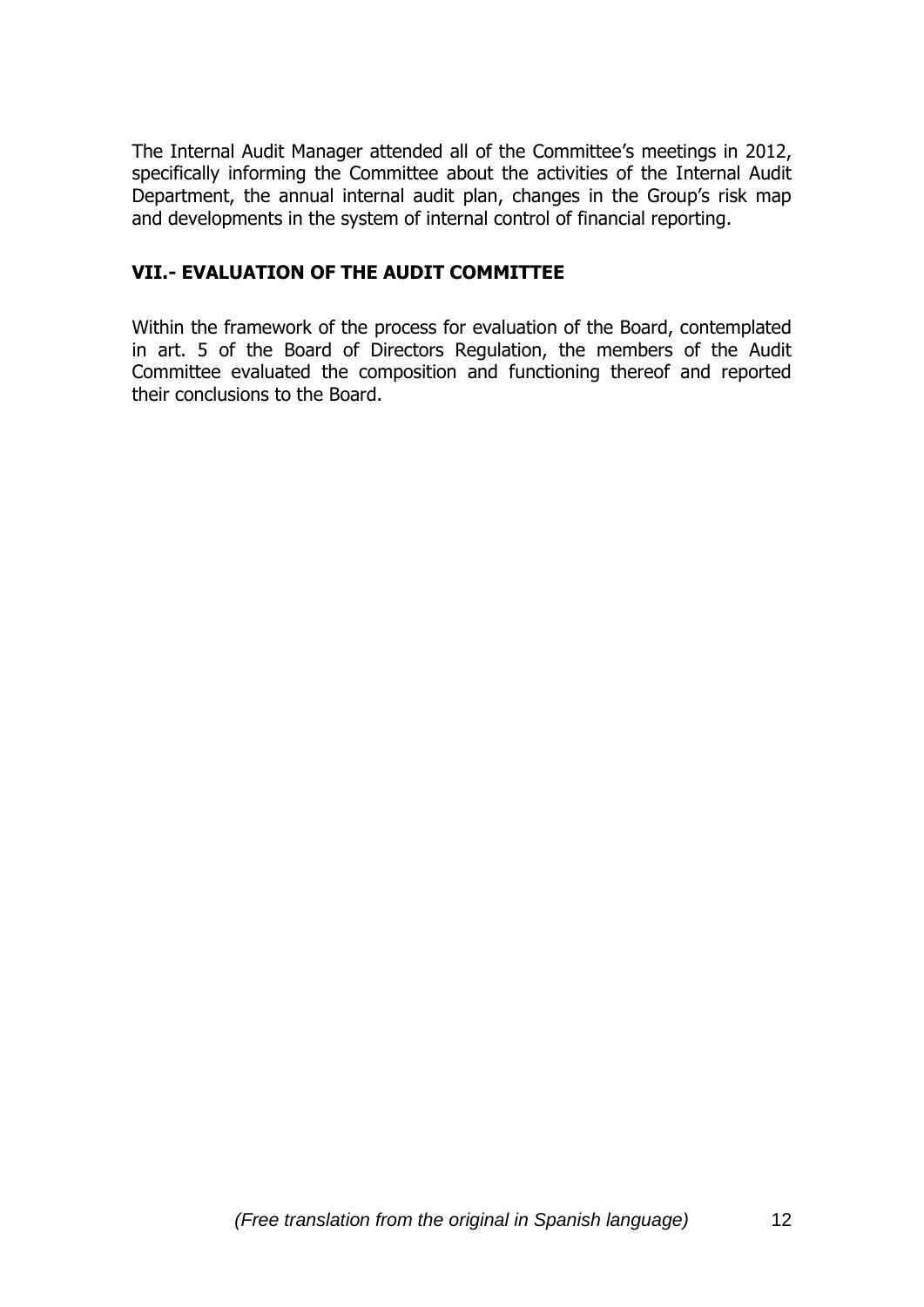The Internal Audit Manager attended all of the Committee's meetings in 2012, specifically informing the Committee about the activities of the Internal Audit Department, the annual internal audit plan, changes in the Group's risk map and developments in the system of internal control of financial reporting.

## VII.- EVALUATION OF THE AUDIT COMMITTEE

Within the framework of the process for evaluation of the Board, contemplated in art. 5 of the Board of Directors Regulation, the members of the Audit Committee evaluated the composition and functioning thereof and reported their conclusions to the Board.

*(Free translation from the original in Spanish language)*